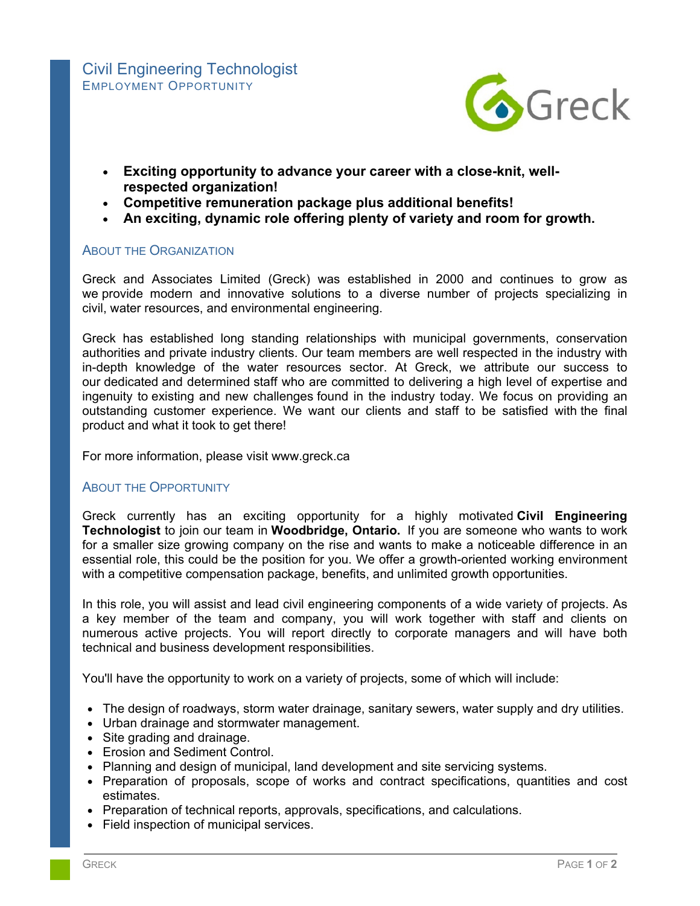# Civil Engineering Technologist

EMPLOYMENT OPPORTUNITY

Greck

- **Exciting opportunity to advance your career with a close-knit, well-respected organization!**
- **Competitive remuneration package plus additional benefits!**
- **An exciting, dynamic role offering plenty of variety and room for growth.**

## ABOUT THE ORGANIZATION

Greck and Associates Limited (Greck) was established in 2000 and continues to grow as we provide modern and innovative solutions to a diverse number of projects specializing in civil, water resources, and environmental engineering.

Greck has established long standing relationships with municipal governments, conservation authorities and private industry clients. Our team members are well respected in the industry with in-depth knowledge of the water resources sector. At Greck, we attribute our success to our dedicated and determined staff who are committed to delivering a high level of expertise and ingenuity to existing and new challenges found in the industry today. We focus on providing an outstanding customer experience. We want our clients and staff to be satisfied with the final product and what it took to get there!

For more information, please visit www.greck.ca

## ABOUT THE OPPORTUNITY

Greck currently has an exciting opportunity for a highly motivated **Civil Engineering Technologist** to join our team in **Woodbridge, Ontario.** If you are someone who wants to work for a smaller size growing company on the rise and wants to make a noticeable difference in an essential role, this could be the position for you. We offer a growth-oriented working environment with a competitive compensation package, benefits, and unlimited growth opportunities.

In this role, you will assist and lead civil engineering components of a wide variety of projects. As a key member of the team and company, you will work together with staff and clients on numerous active projects. You will report directly to corporate managers and will have both technical and business development responsibilities.

You'll have the opportunity to work on a variety of projects, some of which will include:

- The design of roadways, storm water drainage, sanitary sewers, water supply and dry utilities.
- Urban drainage and stormwater management.
- Site grading and drainage.
- Erosion and Sediment Control.
- Planning and design of municipal, land development and site servicing systems.
- Preparation of proposals, scope of works and contract specifications, quantities and cost estimates.
- Preparation of technical reports, approvals, specifications, and calculations.
- Field inspection of municipal services.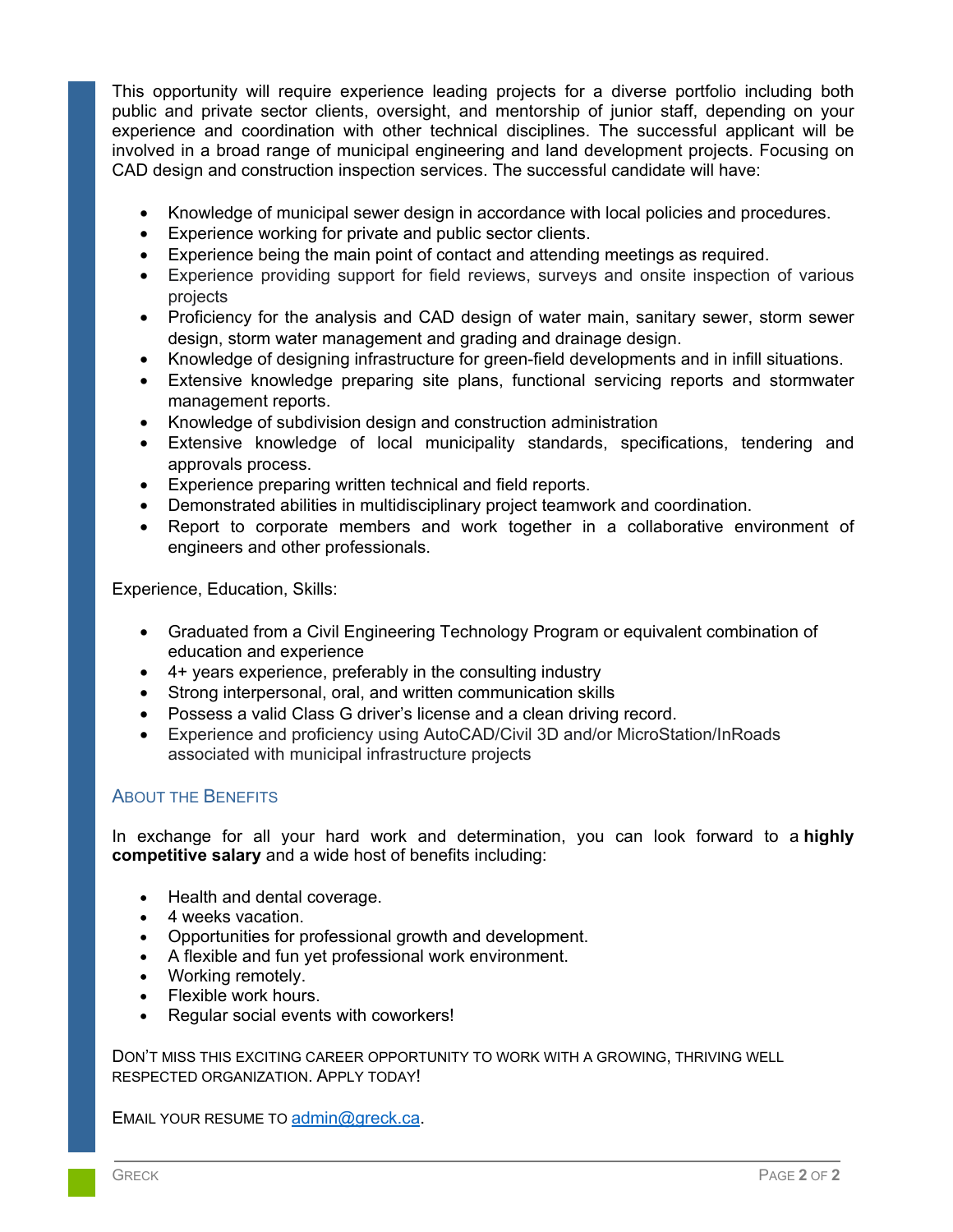This opportunity will require experience leading projects for a diverse portfolio including both public and private sector clients, oversight, and mentorship of junior staff, depending on your experience and coordination with other technical disciplines. The successful applicant will be involved in a broad range of municipal engineering and land development projects. Focusing on CAD design and construction inspection services. The successful candidate will have:

- Knowledge of municipal sewer design in accordance with local policies and procedures.
- Experience working for private and public sector clients.
- Experience being the main point of contact and attending meetings as required.
- Experience providing support for field reviews, surveys and onsite inspection of various projects
- Proficiency for the analysis and CAD design of water main, sanitary sewer, storm sewer design, storm water management and grading and drainage design.
- Knowledge of designing infrastructure for green-field developments and in infill situations.
- Extensive knowledge preparing site plans, functional servicing reports and stormwater management reports.
- Knowledge of subdivision design and construction administration
- Extensive knowledge of local municipality standards, specifications, tendering and approvals process.
- Experience preparing written technical and field reports.
- Demonstrated abilities in multidisciplinary project teamwork and coordination.
- Report to corporate members and work together in a collaborative environment of engineers and other professionals.

Experience, Education, Skills:

- Graduated from a Civil Engineering Technology Program or equivalent combination of education and experience
- 4+ years experience, preferably in the consulting industry
- Strong interpersonal, oral, and written communication skills
- Possess a valid Class G driver's license and a clean driving record.
- Experience and proficiency using AutoCAD/Civil 3D and/or MicroStation/InRoads associated with municipal infrastructure projects

## About the Benefits

In exchange for all your hard work and determination, you can look forward to a **highly competitive salary** and a wide host of benefits including:

- Health and dental coverage.
- 4 weeks vacation.
- Opportunities for professional growth and development.
- A flexible and fun yet professional work environment.
- Working remotely.
- Flexible work hours.
- Regular social events with coworkers!

DON'T MISS THIS EXCITING CAREER OPPORTUNITY TO WORK WITH A GROWING, THRIVING WELL RESPECTED ORGANIZATION. APPLY TODAY!

EMAIL YOUR RESUME TO admin@greck.ca.